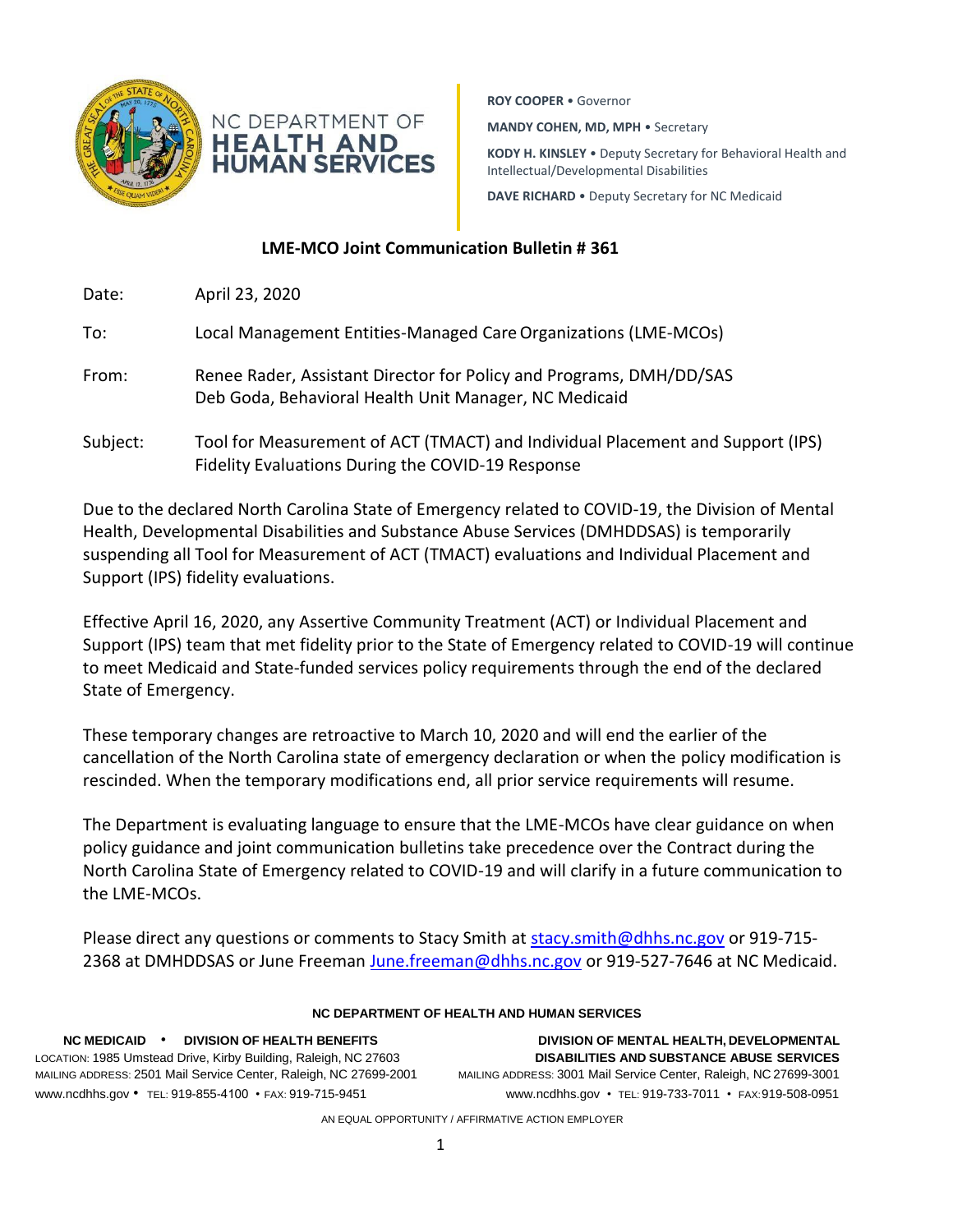NC DEPARTMENT OF
**HEALTH AND HUMAN SERVICES**

**ROY COOPER** • Governor

**MANDY COHEN, MD, MPH** • Secretary

**KODY H. KINSLEY** • Deputy Secretary for Behavioral Health and Intellectual/Developmental Disabilities

**DAVE RICHARD** • Deputy Secretary for NC Medicaid

## LME-MCO Joint Communication Bulletin # 361

Date: April 23, 2020

To: Local Management Entities-Managed Care Organizations (LME-MCOs)

From: Renee Rader, Assistant Director for Policy and Programs, DMH/DD/SAS
Deb Goda, Behavioral Health Unit Manager, NC Medicaid

Subject: Tool for Measurement of ACT (TMACT) and Individual Placement and Support (IPS) Fidelity Evaluations During the COVID-19 Response

Due to the declared North Carolina State of Emergency related to COVID-19, the Division of Mental Health, Developmental Disabilities and Substance Abuse Services (DMHDDSAS) is temporarily suspending all Tool for Measurement of ACT (TMACT) evaluations and Individual Placement and Support (IPS) fidelity evaluations.

Effective April 16, 2020, any Assertive Community Treatment (ACT) or Individual Placement and Support (IPS) team that met fidelity prior to the State of Emergency related to COVID-19 will continue to meet Medicaid and State-funded services policy requirements through the end of the declared State of Emergency.

These temporary changes are retroactive to March 10, 2020 and will end the earlier of the cancellation of the North Carolina state of emergency declaration or when the policy modification is rescinded. When the temporary modifications end, all prior service requirements will resume.

The Department is evaluating language to ensure that the LME-MCOs have clear guidance on when policy guidance and joint communication bulletins take precedence over the Contract during the North Carolina State of Emergency related to COVID-19 and will clarify in a future communication to the LME-MCOs.

Please direct any questions or comments to Stacy Smith at stacy.smith@dhhs.nc.gov or 919-715-2368 at DMHDDSAS or June Freeman June.freeman@dhhs.nc.gov or 919-527-7646 at NC Medicaid.

**NC DEPARTMENT OF HEALTH AND HUMAN SERVICES**

**NC MEDICAID • DIVISION OF HEALTH BENEFITS**
LOCATION: 1985 Umstead Drive, Kirby Building, Raleigh, NC 27603
MAILING ADDRESS: 2501 Mail Service Center, Raleigh, NC 27699-2001
www.ncdhhs.gov • TEL: 919-855-4100 • FAX: 919-715-9451

**DIVISION OF MENTAL HEALTH, DEVELOPMENTAL DISABILITIES AND SUBSTANCE ABUSE SERVICES**
MAILING ADDRESS: 3001 Mail Service Center, Raleigh, NC 27699-3001
www.ncdhhs.gov • TEL: 919-733-7011 • FAX: 919-508-0951

AN EQUAL OPPORTUNITY / AFFIRMATIVE ACTION EMPLOYER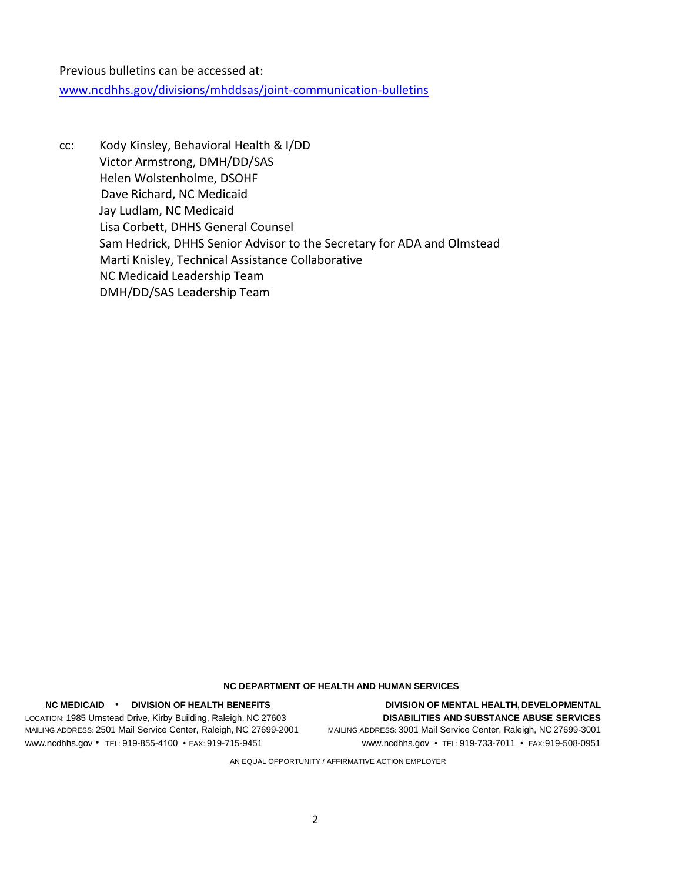Previous bulletins can be accessed at:
[www.ncdhhs.gov/divisions/mhddsas/joint-communication-bulletins](www.ncdhhs.gov/divisions/mhddsas/joint-communication-bulletins)

cc: Kody Kinsley, Behavioral Health & I/DD
Victor Armstrong, DMH/DD/SAS
Helen Wolstenholme, DSOHF
Dave Richard, NC Medicaid
Jay Ludlam, NC Medicaid
Lisa Corbett, DHHS General Counsel
Sam Hedrick, DHHS Senior Advisor to the Secretary for ADA and Olmstead
Marti Knisley, Technical Assistance Collaborative
NC Medicaid Leadership Team
DMH/DD/SAS Leadership Team

**NC DEPARTMENT OF HEALTH AND HUMAN SERVICES**

**NC MEDICAID • DIVISION OF HEALTH BENEFITS**
LOCATION: 1985 Umstead Drive, Kirby Building, Raleigh, NC 27603
MAILING ADDRESS: 2501 Mail Service Center, Raleigh, NC 27699-2001
www.ncdhhs.gov • TEL: 919-855-4100 • FAX: 919-715-9451

**DIVISION OF MENTAL HEALTH, DEVELOPMENTAL DISABILITIES AND SUBSTANCE ABUSE SERVICES**
MAILING ADDRESS: 3001 Mail Service Center, Raleigh, NC 27699-3001
www.ncdhhs.gov • TEL: 919-733-7011 • FAX: 919-508-0951

AN EQUAL OPPORTUNITY / AFFIRMATIVE ACTION EMPLOYER